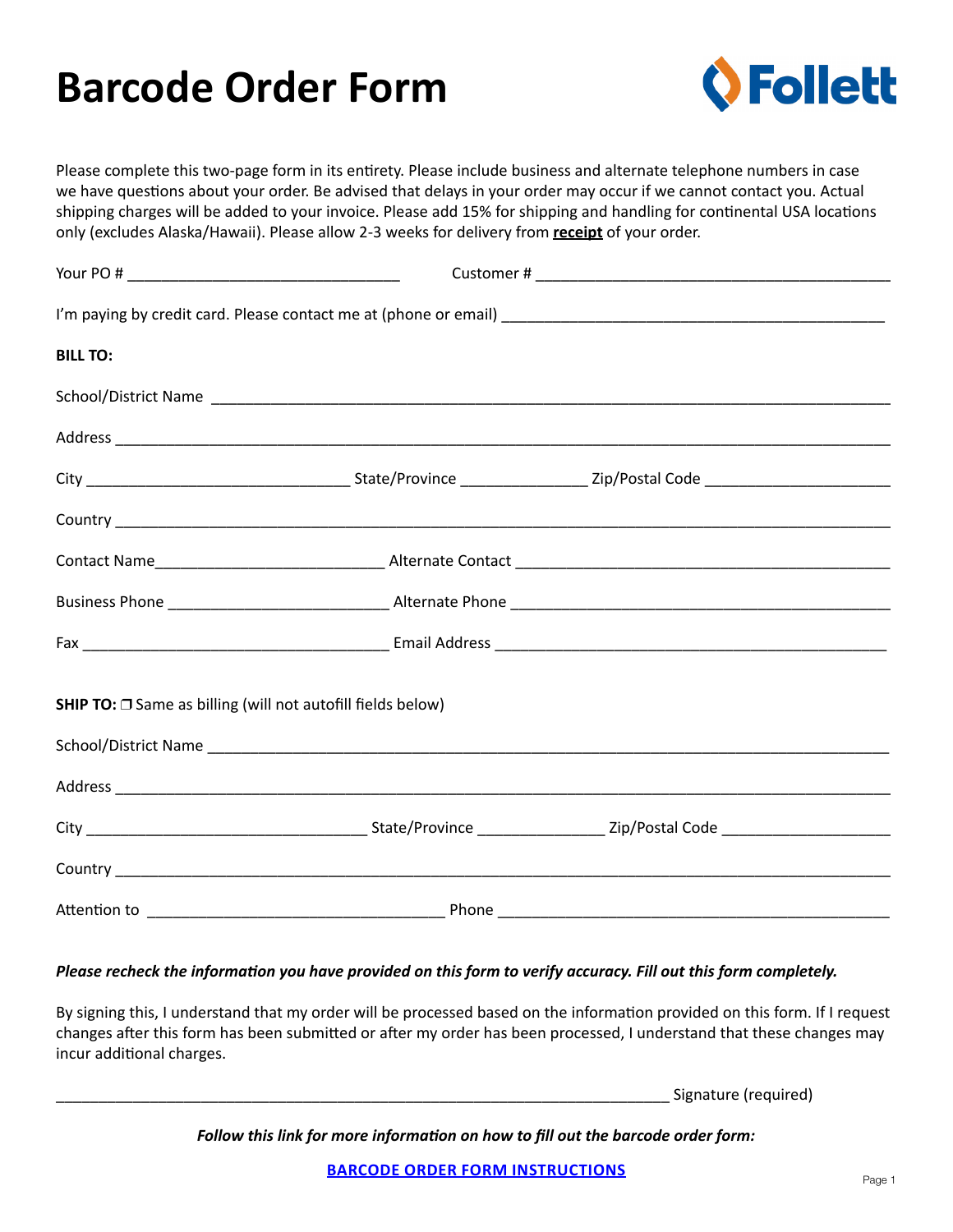# Barcode Order Form

Follett

Please complete this two-page form in its entirety. Please include business and alternate telephone numbers in case we have questions about your order. Be advised that delays in your order may occur if we cannot contact you. Actual shipping charges will be added to your invoice. Please add 15% for shipping and handling for continental USA locations only (excludes Alaska/Hawaii). Please allow 2-3 weeks for delivery from **receipt** of your order.

Your PO # ________________________________ Customer # __________________________________________

I'm paying by credit card. Please contact me at (phone or email) _____________________________________________

**BILL TO:**

School/District Name ________________________________________________________________________________

Address ________________________________________________________________________________________

City _______________________________ State/Province ______________ Zip/Postal Code _____________________

Country ________________________________________________________________________________________

Contact Name__________________________ Alternate Contact ____________________________________________

Business Phone _________________________ Alternate Phone ____________________________________________

Fax ____________________________________ Email Address _____________________________________________

**SHIP TO:** ❐ Same as billing (will not autofill fields below)

School/District Name ________________________________________________________________________________

Address ________________________________________________________________________________________

City _________________________________ State/Province ______________ Zip/Postal Code ___________________

Country ________________________________________________________________________________________

Attention to __________________________________ Phone ______________________________________________

***Please recheck the information you have provided on this form to verify accuracy. Fill out this form completely.***

By signing this, I understand that my order will be processed based on the information provided on this form. If I request changes after this form has been submitted or after my order has been processed, I understand that these changes may incur additional charges.

________________________________________________________________________ Signature (required)

***Follow this link for more information on how to fill out the barcode order form:***

**BARCODE ORDER FORM INSTRUCTIONS**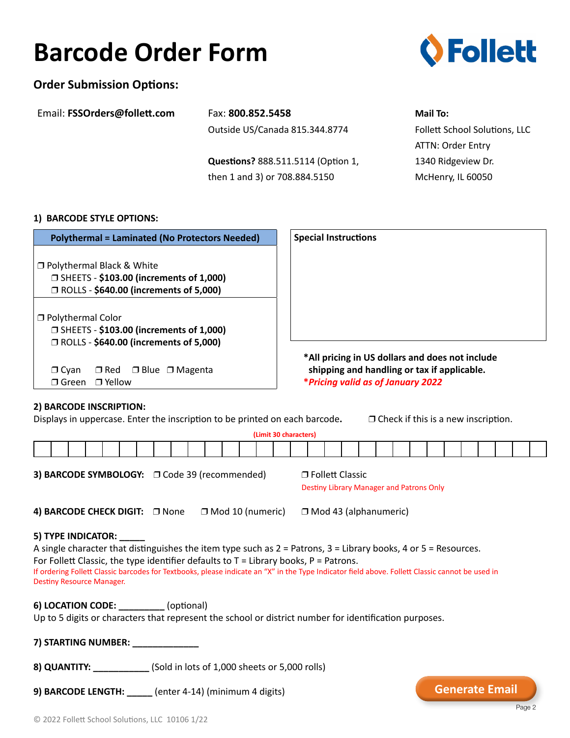# Barcode Order Form

Follett

## Order Submission Options:

Email: **FSSOrders@follett.com**

Fax: **800.852.5458**
Outside US/Canada 815.344.8774

**Questions?** 888.511.5114 (Option 1, then 1 and 3) or 708.884.5150

**Mail To:**
Follett School Solutions, LLC
ATTN: Order Entry
1340 Ridgeview Dr.
McHenry, IL 60050

### 1) BARCODE STYLE OPTIONS:

**Polythermal = Laminated (No Protectors Needed)**

❒ Polythermal Black & White
- ❒ SHEETS - **$103.00 (increments of 1,000)**
- ❒ ROLLS - **$640.00 (increments of 5,000)**

❒ Polythermal Color
- ❒ SHEETS - **$103.00 (increments of 1,000)**
- ❒ ROLLS - **$640.00 (increments of 5,000)**

❒ Cyan ❒ Red ❒ Blue ❒ Magenta
❒ Green ❒ Yellow

**Special Instructions**

**\*All pricing in US dollars and does not include shipping and handling or tax if applicable.**

***\*Pricing valid as of January 2022***

### 2) BARCODE INSCRIPTION:

Displays in uppercase. Enter the inscription to be printed on each barcode. ❒ Check if this is a new inscription.

**(Limit 30 characters)**

| | | | | | | | | | | | | | | | | | | | | | | | | | | | | | |
|---|---|---|---|---|---|---|---|---|---|---|---|---|---|---|---|---|---|---|---|---|---|---|---|---|---|---|---|---|---|
| | | | | | | | | | | | | | | | | | | | | | | | | | | | | | |

**3) BARCODE SYMBOLOGY:** ❒ Code 39 (recommended) ❒ Follett Classic
Destiny Library Manager and Patrons Only

**4) BARCODE CHECK DIGIT:** ❒ None ❒ Mod 10 (numeric) ❒ Mod 43 (alphanumeric)

**5) TYPE INDICATOR:** _____

A single character that distinguishes the item type such as 2 = Patrons, 3 = Library books, 4 or 5 = Resources.
For Follett Classic, the type identifier defaults to T = Library books, P = Patrons.
If ordering Follett Classic barcodes for Textbooks, please indicate an "X" in the Type Indicator field above. Follett Classic cannot be used in Destiny Resource Manager.

**6) LOCATION CODE:** _________ (optional)
Up to 5 digits or characters that represent the school or district number for identification purposes.

**7) STARTING NUMBER:** _____________

**8) QUANTITY:** ___________ (Sold in lots of 1,000 sheets or 5,000 rolls)

**9) BARCODE LENGTH:** _____ (enter 4-14) (minimum 4 digits)

Generate Email

© 2022 Follett School Solutions, LLC 10106 1/22